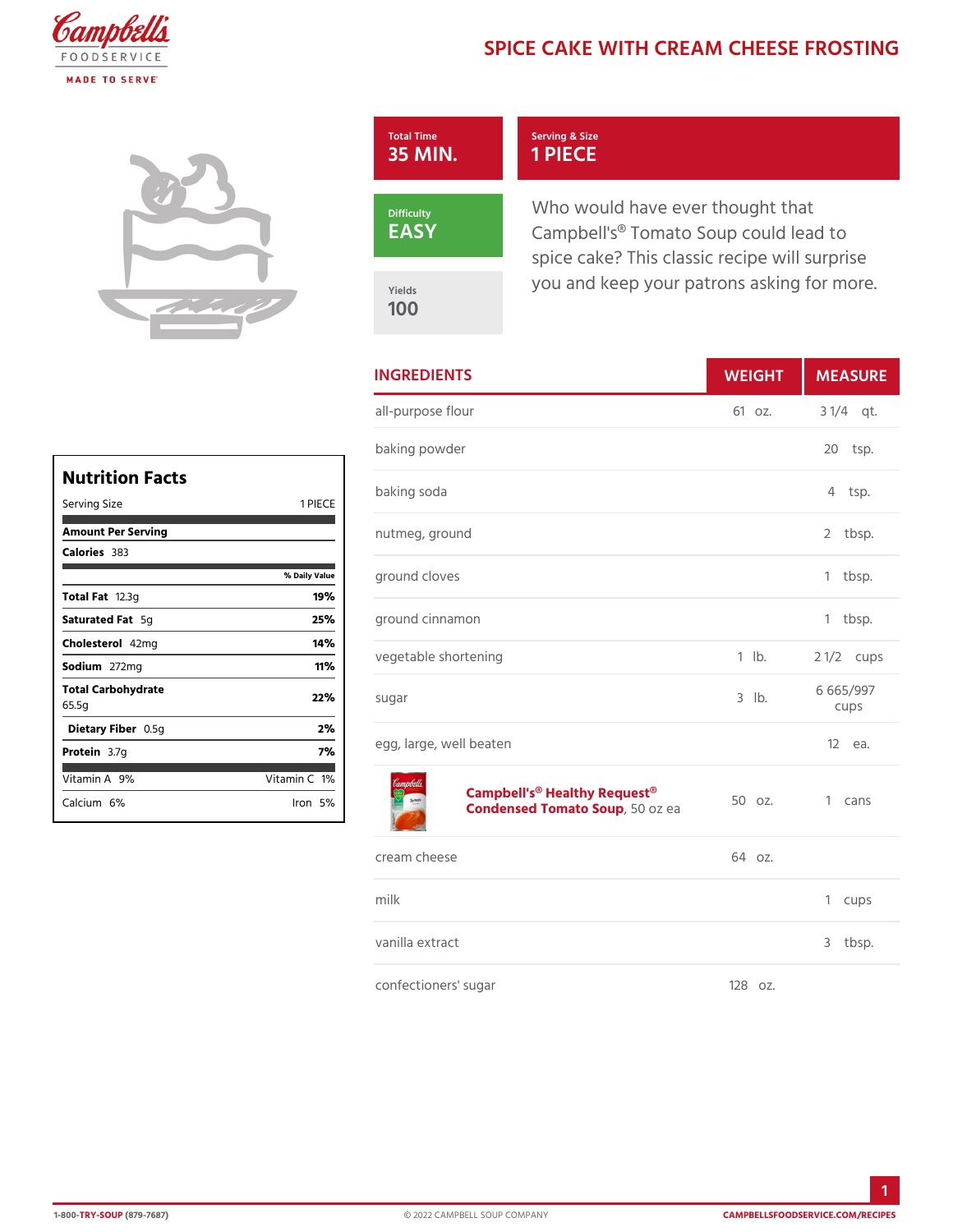# SPICE CAKE WITH CREAM CHEESE FROSTING

**Total Time**
35 MIN.

**Serving & Size**
1 PIECE

**Difficulty**
EASY

**Yields**
100

Who would have ever thought that Campbell's® Tomato Soup could lead to spice cake? This classic recipe will surprise you and keep your patrons asking for more.

| INGREDIENTS | WEIGHT | MEASURE |
|---|---|---|
| all-purpose flour | 61 oz. | 3 1/4 qt. |
| baking powder | | 20 tsp. |
| baking soda | | 4 tsp. |
| nutmeg, ground | | 2 tbsp. |
| ground cloves | | 1 tbsp. |
| ground cinnamon | | 1 tbsp. |
| vegetable shortening | 1 lb. | 2 1/2 cups |
| sugar | 3 lb. | 6 665/997 cups |
| egg, large, well beaten | | 12 ea. |
| **Campbell's® Healthy Request® Condensed Tomato Soup**, 50 oz ea | 50 oz. | 1 cans |
| cream cheese | 64 oz. | |
| milk | | 1 cups |
| vanilla extract | | 3 tbsp. |
| confectioners' sugar | 128 oz. | |

## Nutrition Facts

| | |
|---|---|
| Serving Size | 1 PIECE |
| **Amount Per Serving** | |
| **Calories** 383 | |
| | **% Daily Value** |
| **Total Fat** 12.3g | **19%** |
| **Saturated Fat** 5g | **25%** |
| **Cholesterol** 42mg | **14%** |
| **Sodium** 272mg | **11%** |
| **Total Carbohydrate** 65.5g | **22%** |
| **Dietary Fiber** 0.5g | **2%** |
| **Protein** 3.7g | **7%** |
| Vitamin A 9% | Vitamin C 1% |
| Calcium 6% | Iron 5% |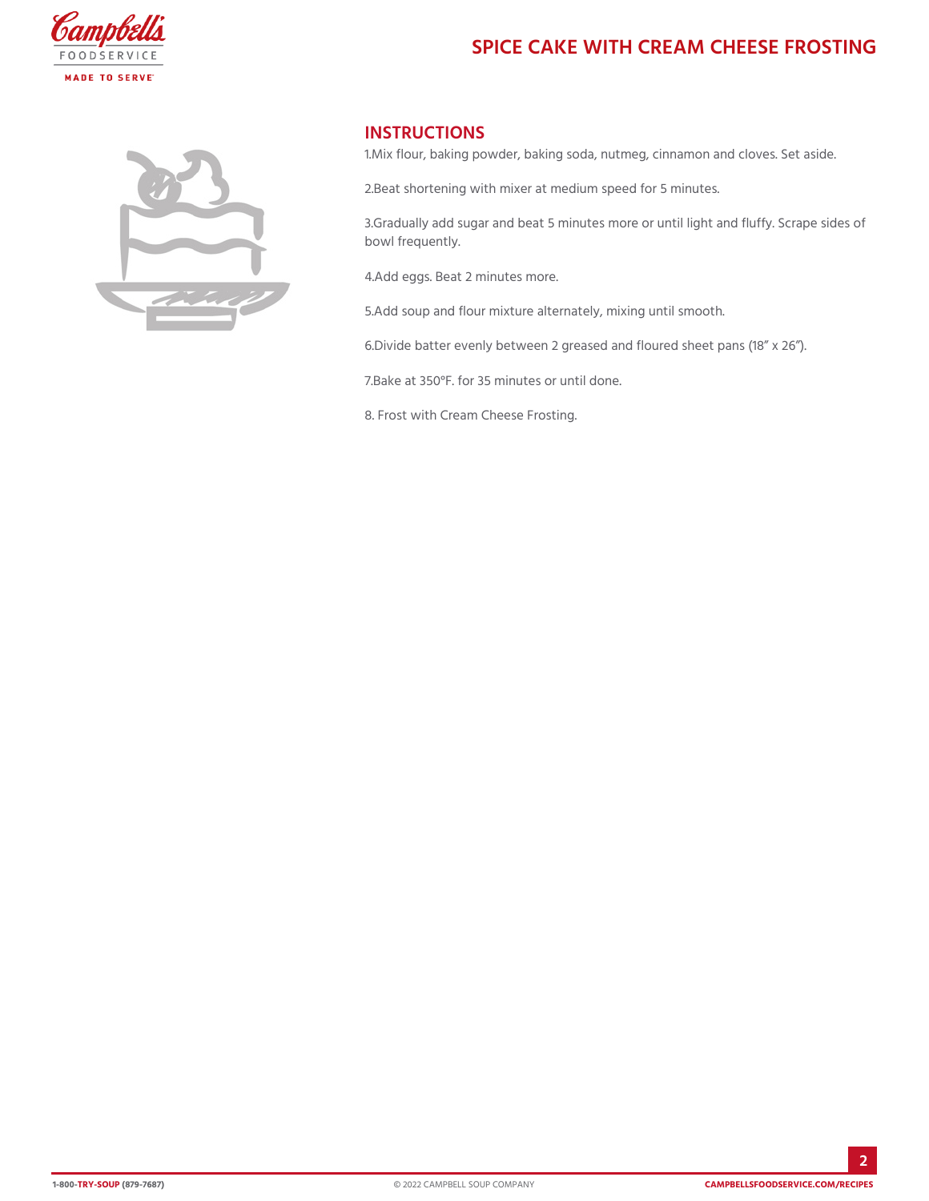## INSTRUCTIONS

1.Mix flour, baking powder, baking soda, nutmeg, cinnamon and cloves. Set aside.

2.Beat shortening with mixer at medium speed for 5 minutes.

3.Gradually add sugar and beat 5 minutes more or until light and fluffy. Scrape sides of bowl frequently.

4.Add eggs. Beat 2 minutes more.

5.Add soup and flour mixture alternately, mixing until smooth.

6.Divide batter evenly between 2 greased and floured sheet pans (18″ x 26″).

7.Bake at 350°F. for 35 minutes or until done.

8. Frost with Cream Cheese Frosting.